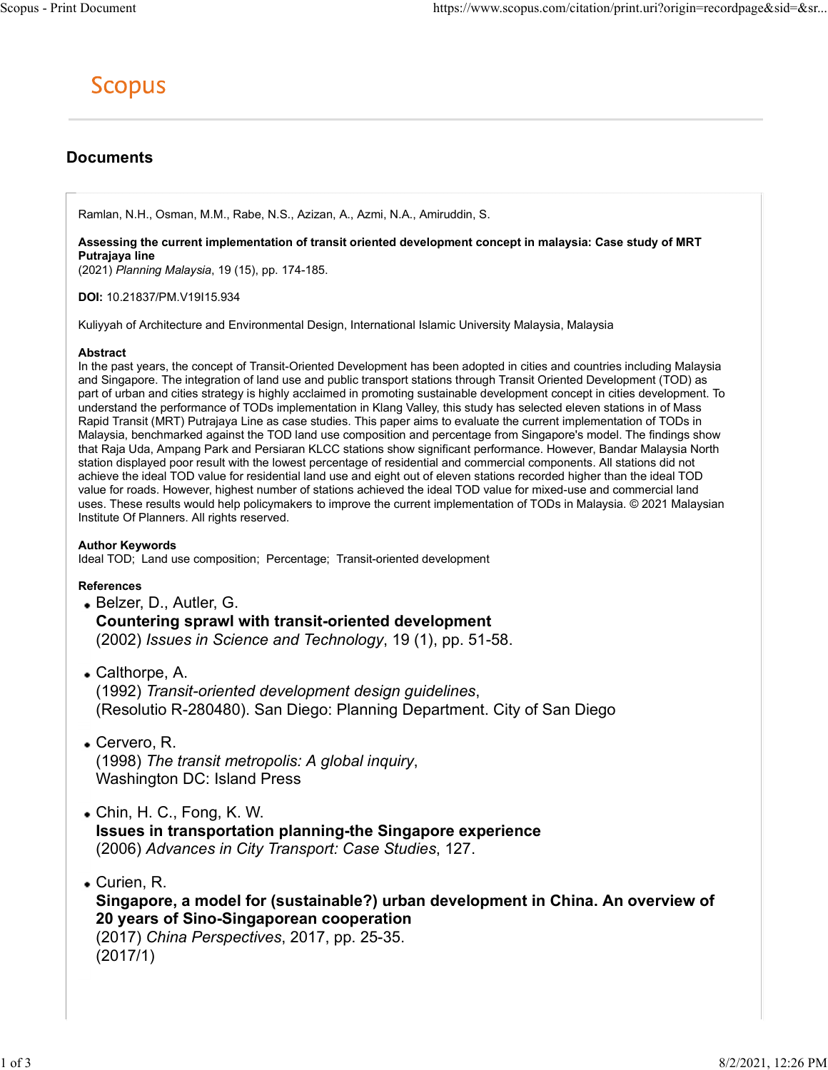# Scopus

## Documents

Ramlan, N.H., Osman, M.M., Rabe, N.S., Azizan, A., Azmi, N.A., Amiruddin, S.

**Assessing the current implementation of transit oriented development concept in malaysia: Case study of MRT Putrajaya line**
(2021) *Planning Malaysia*, 19 (15), pp. 174-185.

**DOI:** 10.21837/PM.V19I15.934

Kuliyyah of Architecture and Environmental Design, International Islamic University Malaysia, Malaysia

**Abstract**
In the past years, the concept of Transit-Oriented Development has been adopted in cities and countries including Malaysia and Singapore. The integration of land use and public transport stations through Transit Oriented Development (TOD) as part of urban and cities strategy is highly acclaimed in promoting sustainable development concept in cities development. To understand the performance of TODs implementation in Klang Valley, this study has selected eleven stations in of Mass Rapid Transit (MRT) Putrajaya Line as case studies. This paper aims to evaluate the current implementation of TODs in Malaysia, benchmarked against the TOD land use composition and percentage from Singapore's model. The findings show that Raja Uda, Ampang Park and Persiaran KLCC stations show significant performance. However, Bandar Malaysia North station displayed poor result with the lowest percentage of residential and commercial components. All stations did not achieve the ideal TOD value for residential land use and eight out of eleven stations recorded higher than the ideal TOD value for roads. However, highest number of stations achieved the ideal TOD value for mixed-use and commercial land uses. These results would help policymakers to improve the current implementation of TODs in Malaysia. © 2021 Malaysian Institute Of Planners. All rights reserved.

**Author Keywords**
Ideal TOD; Land use composition; Percentage; Transit-oriented development

**References**

- Belzer, D., Autler, G.
  **Countering sprawl with transit-oriented development**
  (2002) *Issues in Science and Technology*, 19 (1), pp. 51-58.

- Calthorpe, A.
  (1992) *Transit-oriented development design guidelines*,
  (Resolutio R-280480). San Diego: Planning Department. City of San Diego

- Cervero, R.
  (1998) *The transit metropolis: A global inquiry*,
  Washington DC: Island Press

- Chin, H. C., Fong, K. W.
  **Issues in transportation planning-the Singapore experience**
  (2006) *Advances in City Transport: Case Studies*, 127.

- Curien, R.
  **Singapore, a model for (sustainable?) urban development in China. An overview of 20 years of Sino-Singaporean cooperation**
  (2017) *China Perspectives*, 2017, pp. 25-35.
  (2017/1)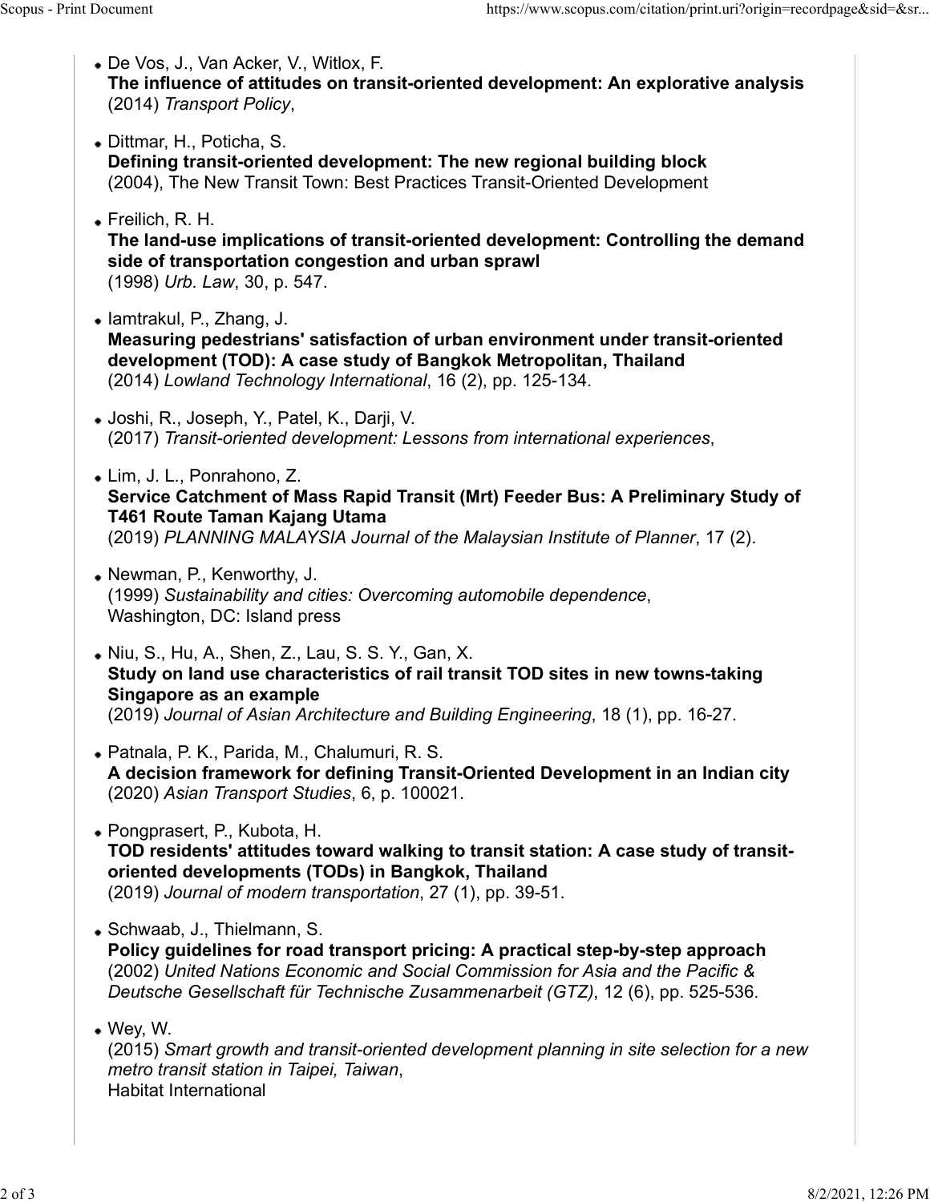- De Vos, J., Van Acker, V., Witlox, F.
  **The influence of attitudes on transit-oriented development: An explorative analysis**
  (2014) *Transport Policy*,

- Dittmar, H., Poticha, S.
  **Defining transit-oriented development: The new regional building block**
  (2004), The New Transit Town: Best Practices Transit-Oriented Development

- Freilich, R. H.
  **The land-use implications of transit-oriented development: Controlling the demand side of transportation congestion and urban sprawl**
  (1998) *Urb. Law*, 30, p. 547.

- Iamtrakul, P., Zhang, J.
  **Measuring pedestrians' satisfaction of urban environment under transit-oriented development (TOD): A case study of Bangkok Metropolitan, Thailand**
  (2014) *Lowland Technology International*, 16 (2), pp. 125-134.

- Joshi, R., Joseph, Y., Patel, K., Darji, V.
  (2017) *Transit-oriented development: Lessons from international experiences*,

- Lim, J. L., Ponrahono, Z.
  **Service Catchment of Mass Rapid Transit (Mrt) Feeder Bus: A Preliminary Study of T461 Route Taman Kajang Utama**
  (2019) *PLANNING MALAYSIA Journal of the Malaysian Institute of Planner*, 17 (2).

- Newman, P., Kenworthy, J.
  (1999) *Sustainability and cities: Overcoming automobile dependence*,
  Washington, DC: Island press

- Niu, S., Hu, A., Shen, Z., Lau, S. S. Y., Gan, X.
  **Study on land use characteristics of rail transit TOD sites in new towns-taking Singapore as an example**
  (2019) *Journal of Asian Architecture and Building Engineering*, 18 (1), pp. 16-27.

- Patnala, P. K., Parida, M., Chalumuri, R. S.
  **A decision framework for defining Transit-Oriented Development in an Indian city**
  (2020) *Asian Transport Studies*, 6, p. 100021.

- Pongprasert, P., Kubota, H.
  **TOD residents' attitudes toward walking to transit station: A case study of transit-oriented developments (TODs) in Bangkok, Thailand**
  (2019) *Journal of modern transportation*, 27 (1), pp. 39-51.

- Schwaab, J., Thielmann, S.
  **Policy guidelines for road transport pricing: A practical step-by-step approach**
  (2002) *United Nations Economic and Social Commission for Asia and the Pacific & Deutsche Gesellschaft für Technische Zusammenarbeit (GTZ)*, 12 (6), pp. 525-536.

- Wey, W.
  (2015) *Smart growth and transit-oriented development planning in site selection for a new metro transit station in Taipei, Taiwan*,
  Habitat International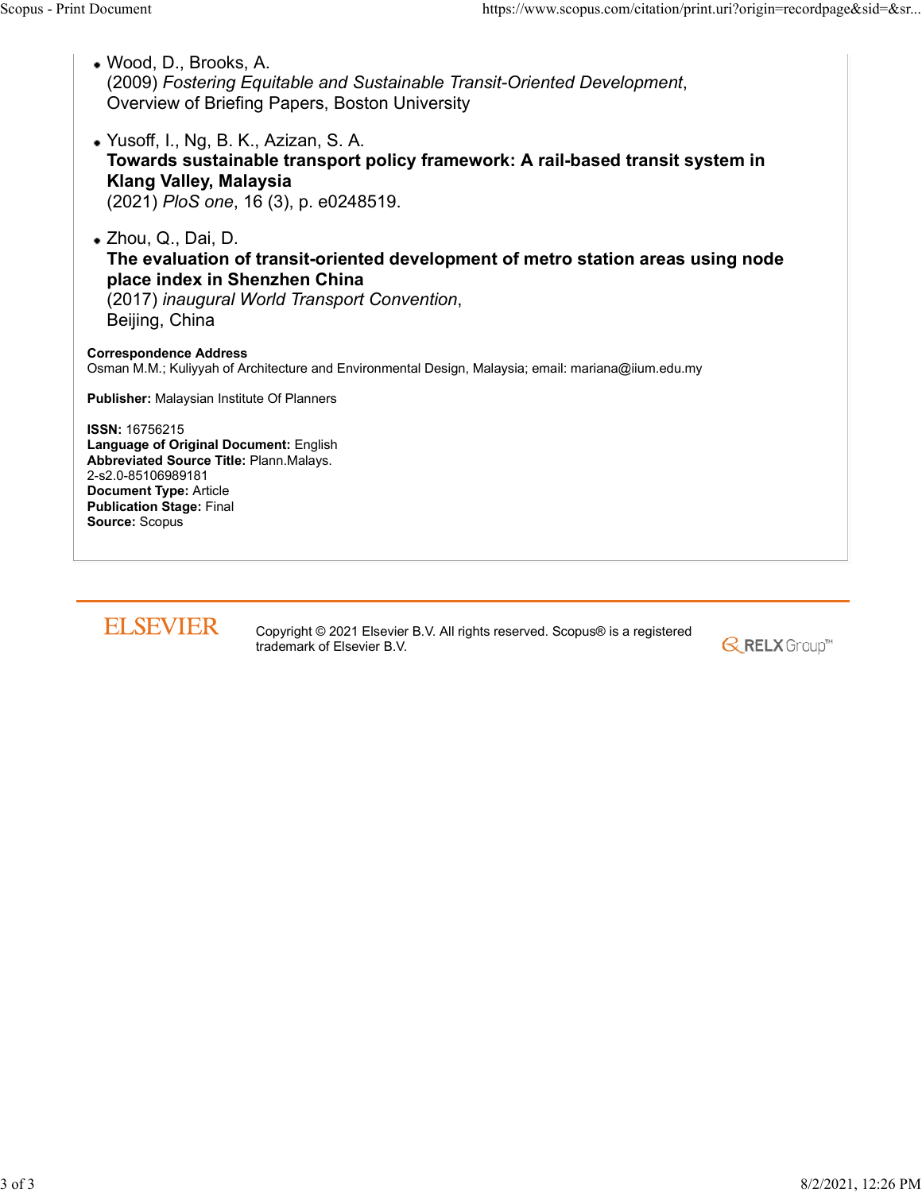- Wood, D., Brooks, A.
(2009) *Fostering Equitable and Sustainable Transit-Oriented Development*,
Overview of Briefing Papers, Boston University

- Yusoff, I., Ng, B. K., Azizan, S. A.
**Towards sustainable transport policy framework: A rail-based transit system in Klang Valley, Malaysia**
(2021) *PloS one*, 16 (3), p. e0248519.

- Zhou, Q., Dai, D.
**The evaluation of transit-oriented development of metro station areas using node place index in Shenzhen China**
(2017) *inaugural World Transport Convention*,
Beijing, China

**Correspondence Address**
Osman M.M.; Kuliyyah of Architecture and Environmental Design, Malaysia; email: mariana@iium.edu.my

**Publisher:** Malaysian Institute Of Planners

**ISSN:** 16756215
**Language of Original Document:** English
**Abbreviated Source Title:** Plann.Malays.
2-s2.0-85106989181
**Document Type:** Article
**Publication Stage:** Final
**Source:** Scopus

ELSEVIER

Copyright © 2021 Elsevier B.V. All rights reserved. Scopus® is a registered trademark of Elsevier B.V.

RELX Group™